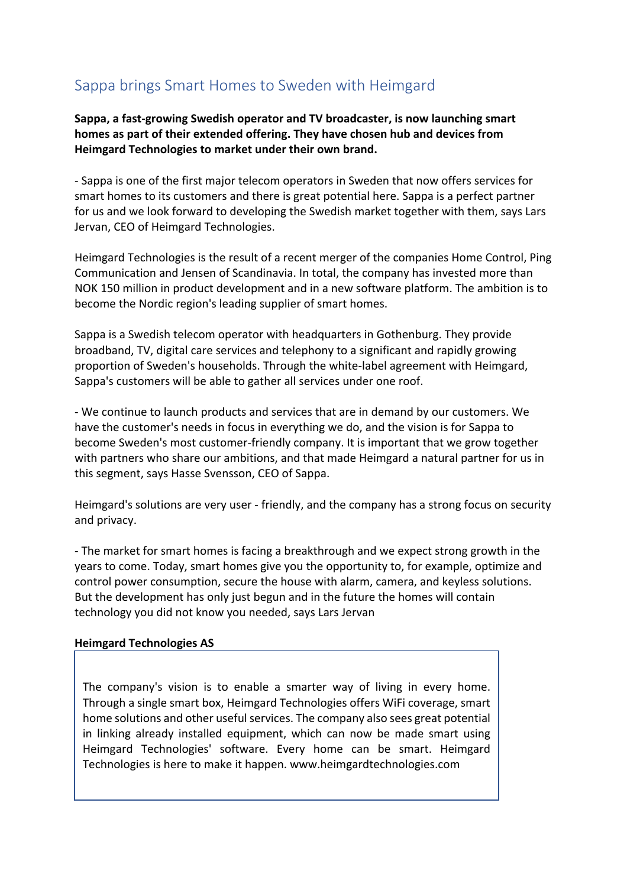# Sappa brings Smart Homes to Sweden with Heimgard

**Sappa, a fast-growing Swedish operator and TV broadcaster, is now launching smart homes as part of their extended offering. They have chosen hub and devices from Heimgard Technologies to market under their own brand.**

- Sappa is one of the first major telecom operators in Sweden that now offers services for smart homes to its customers and there is great potential here. Sappa is a perfect partner for us and we look forward to developing the Swedish market together with them, says Lars Jervan, CEO of Heimgard Technologies.

Heimgard Technologies is the result of a recent merger of the companies Home Control, Ping Communication and Jensen of Scandinavia. In total, the company has invested more than NOK 150 million in product development and in a new software platform. The ambition is to become the Nordic region's leading supplier of smart homes.

Sappa is a Swedish telecom operator with headquarters in Gothenburg. They provide broadband, TV, digital care services and telephony to a significant and rapidly growing proportion of Sweden's households. Through the white-label agreement with Heimgard, Sappa's customers will be able to gather all services under one roof.

- We continue to launch products and services that are in demand by our customers. We have the customer's needs in focus in everything we do, and the vision is for Sappa to become Sweden's most customer-friendly company. It is important that we grow together with partners who share our ambitions, and that made Heimgard a natural partner for us in this segment, says Hasse Svensson, CEO of Sappa.

Heimgard's solutions are very user - friendly, and the company has a strong focus on security and privacy.

- The market for smart homes is facing a breakthrough and we expect strong growth in the years to come. Today, smart homes give you the opportunity to, for example, optimize and control power consumption, secure the house with alarm, camera, and keyless solutions. But the development has only just begun and in the future the homes will contain technology you did not know you needed, says Lars Jervan

**Heimgard Technologies AS**

The company's vision is to enable a smarter way of living in every home. Through a single smart box, Heimgard Technologies offers WiFi coverage, smart home solutions and other useful services. The company also sees great potential in linking already installed equipment, which can now be made smart using Heimgard Technologies' software. Every home can be smart. Heimgard Technologies is here to make it happen. www.heimgardtechnologies.com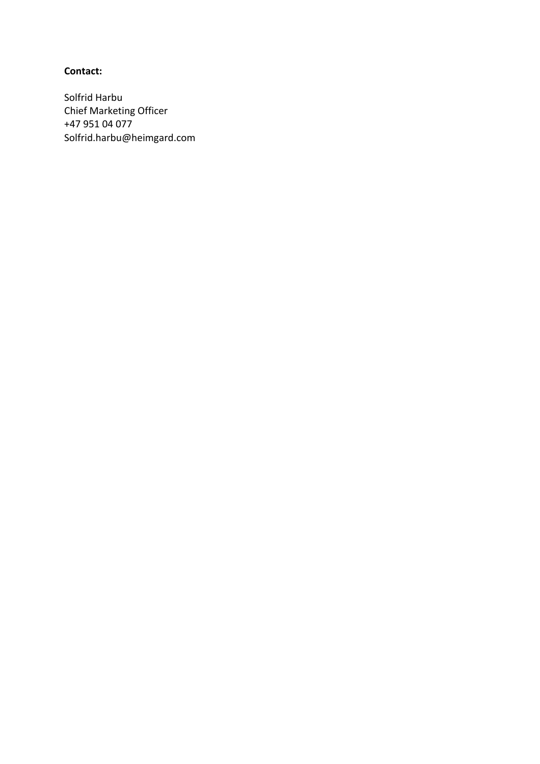**Contact:**

Solfrid Harbu  
Chief Marketing Officer  
+47 951 04 077  
Solfrid.harbu@heimgard.com